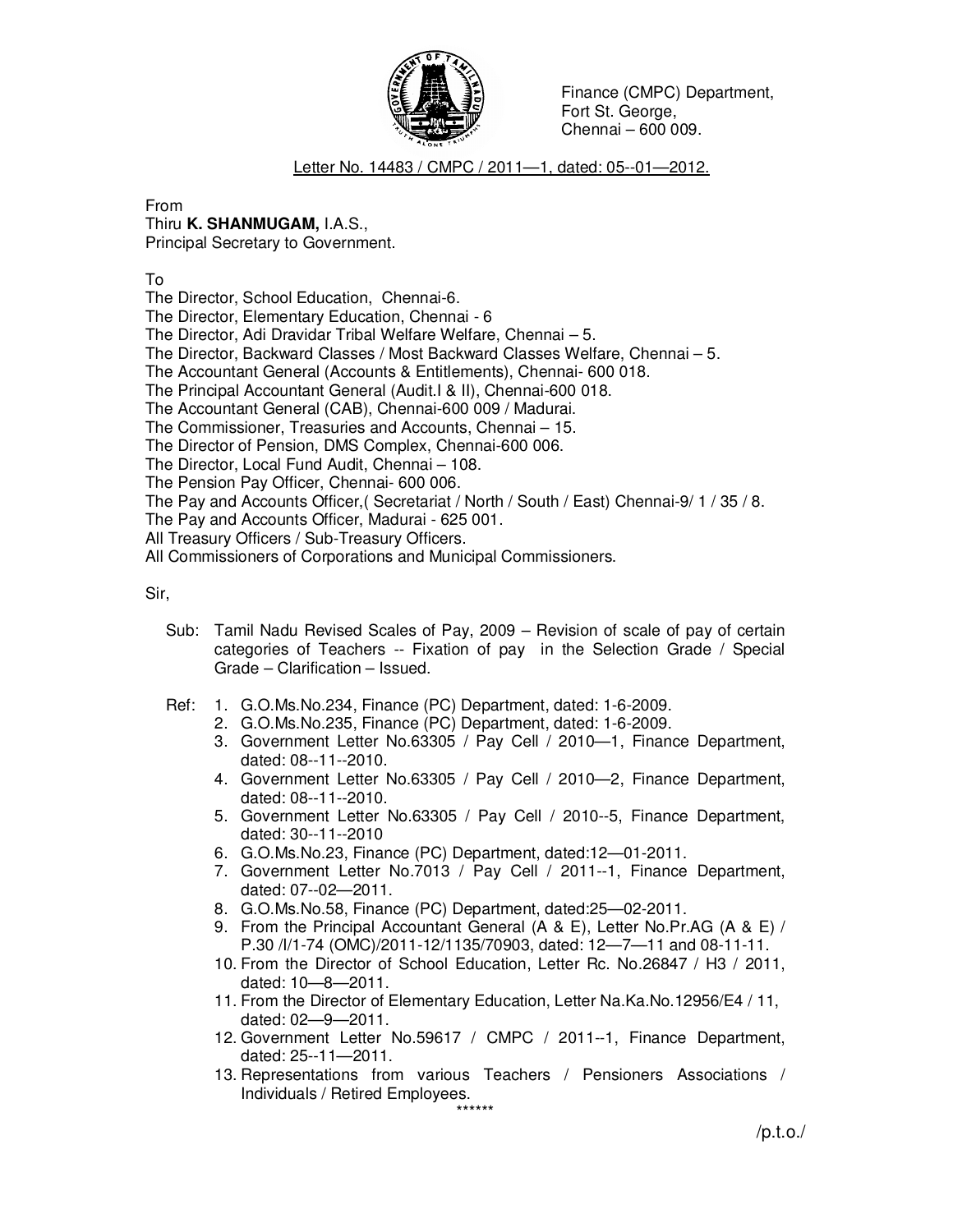Finance (CMPC) Department,
Fort St. George,
Chennai – 600 009.

Letter No. 14483 / CMPC / 2011—1, dated: 05--01—2012.

From
Thiru **K. SHANMUGAM,** I.A.S.,
Principal Secretary to Government.

To
The Director, School Education, Chennai-6.
The Director, Elementary Education, Chennai - 6
The Director, Adi Dravidar Tribal Welfare Welfare, Chennai – 5.
The Director, Backward Classes / Most Backward Classes Welfare, Chennai – 5.
The Accountant General (Accounts & Entitlements), Chennai- 600 018.
The Principal Accountant General (Audit.I & II), Chennai-600 018.
The Accountant General (CAB), Chennai-600 009 / Madurai.
The Commissioner, Treasuries and Accounts, Chennai – 15.
The Director of Pension, DMS Complex, Chennai-600 006.
The Director, Local Fund Audit, Chennai – 108.
The Pension Pay Officer, Chennai- 600 006.
The Pay and Accounts Officer,( Secretariat / North / South / East) Chennai-9/ 1 / 35 / 8.
The Pay and Accounts Officer, Madurai - 625 001.
All Treasury Officers / Sub-Treasury Officers.
All Commissioners of Corporations and Municipal Commissioners.

Sir,

Sub: Tamil Nadu Revised Scales of Pay, 2009 – Revision of scale of pay of certain categories of Teachers -- Fixation of pay in the Selection Grade / Special Grade – Clarification – Issued.

Ref:
1. G.O.Ms.No.234, Finance (PC) Department, dated: 1-6-2009.
2. G.O.Ms.No.235, Finance (PC) Department, dated: 1-6-2009.
3. Government Letter No.63305 / Pay Cell / 2010—1, Finance Department, dated: 08--11--2010.
4. Government Letter No.63305 / Pay Cell / 2010—2, Finance Department, dated: 08--11--2010.
5. Government Letter No.63305 / Pay Cell / 2010--5, Finance Department, dated: 30--11--2010
6. G.O.Ms.No.23, Finance (PC) Department, dated:12—01-2011.
7. Government Letter No.7013 / Pay Cell / 2011--1, Finance Department, dated: 07--02—2011.
8. G.O.Ms.No.58, Finance (PC) Department, dated:25—02-2011.
9. From the Principal Accountant General (A & E), Letter No.Pr.AG (A & E) / P.30 /I/1-74 (OMC)/2011-12/1135/70903, dated: 12—7—11 and 08-11-11.
10. From the Director of School Education, Letter Rc. No.26847 / H3 / 2011, dated: 10—8—2011.
11. From the Director of Elementary Education, Letter Na.Ka.No.12956/E4 / 11, dated: 02—9—2011.
12. Government Letter No.59617 / CMPC / 2011--1, Finance Department, dated: 25--11—2011.
13. Representations from various Teachers / Pensioners Associations / Individuals / Retired Employees.

******

/p.t.o./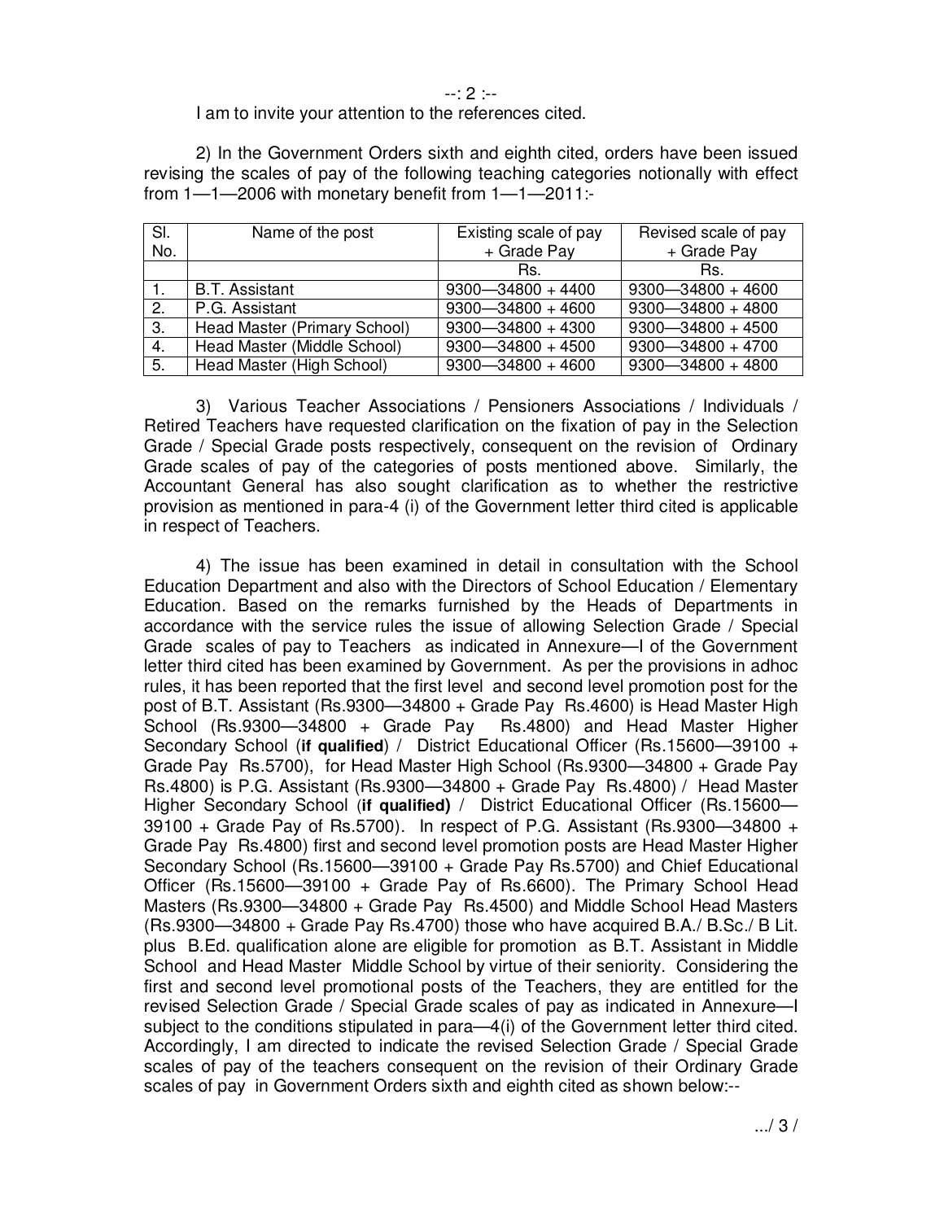I am to invite your attention to the references cited.

2) In the Government Orders sixth and eighth cited, orders have been issued revising the scales of pay of the following teaching categories notionally with effect from 1—1—2006 with monetary benefit from 1—1—2011:-

| Sl. No. | Name of the post | Existing scale of pay + Grade Pay | Revised scale of pay + Grade Pay |
|---|---|---|---|
| | | Rs. | Rs. |
| 1. | B.T. Assistant | 9300—34800 + 4400 | 9300—34800 + 4600 |
| 2. | P.G. Assistant | 9300—34800 + 4600 | 9300—34800 + 4800 |
| 3. | Head Master (Primary School) | 9300—34800 + 4300 | 9300—34800 + 4500 |
| 4. | Head Master (Middle School) | 9300—34800 + 4500 | 9300—34800 + 4700 |
| 5. | Head Master (High School) | 9300—34800 + 4600 | 9300—34800 + 4800 |

3) Various Teacher Associations / Pensioners Associations / Individuals / Retired Teachers have requested clarification on the fixation of pay in the Selection Grade / Special Grade posts respectively, consequent on the revision of Ordinary Grade scales of pay of the categories of posts mentioned above. Similarly, the Accountant General has also sought clarification as to whether the restrictive provision as mentioned in para-4 (i) of the Government letter third cited is applicable in respect of Teachers.

4) The issue has been examined in detail in consultation with the School Education Department and also with the Directors of School Education / Elementary Education. Based on the remarks furnished by the Heads of Departments in accordance with the service rules the issue of allowing Selection Grade / Special Grade scales of pay to Teachers as indicated in Annexure—I of the Government letter third cited has been examined by Government. As per the provisions in adhoc rules, it has been reported that the first level and second level promotion post for the post of B.T. Assistant (Rs.9300—34800 + Grade Pay Rs.4600) is Head Master High School (Rs.9300—34800 + Grade Pay Rs.4800) and Head Master Higher Secondary School (**if qualified**) / District Educational Officer (Rs.15600—39100 + Grade Pay Rs.5700), for Head Master High School (Rs.9300—34800 + Grade Pay Rs.4800) is P.G. Assistant (Rs.9300—34800 + Grade Pay Rs.4800) / Head Master Higher Secondary School (**if qualified)** / District Educational Officer (Rs.15600—39100 + Grade Pay of Rs.5700). In respect of P.G. Assistant (Rs.9300—34800 + Grade Pay Rs.4800) first and second level promotion posts are Head Master Higher Secondary School (Rs.15600—39100 + Grade Pay Rs.5700) and Chief Educational Officer (Rs.15600—39100 + Grade Pay of Rs.6600). The Primary School Head Masters (Rs.9300—34800 + Grade Pay Rs.4500) and Middle School Head Masters (Rs.9300—34800 + Grade Pay Rs.4700) those who have acquired B.A./ B.Sc./ B Lit. plus B.Ed. qualification alone are eligible for promotion as B.T. Assistant in Middle School and Head Master Middle School by virtue of their seniority. Considering the first and second level promotional posts of the Teachers, they are entitled for the revised Selection Grade / Special Grade scales of pay as indicated in Annexure—I subject to the conditions stipulated in para—4(i) of the Government letter third cited. Accordingly, I am directed to indicate the revised Selection Grade / Special Grade scales of pay of the teachers consequent on the revision of their Ordinary Grade scales of pay in Government Orders sixth and eighth cited as shown below:--

.../ 3 /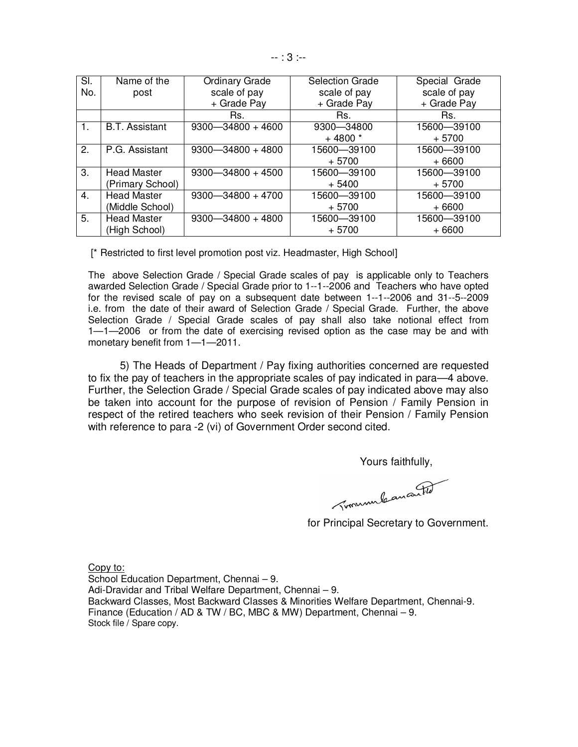| Sl. No. | Name of the post | Ordinary Grade scale of pay + Grade Pay | Selection Grade scale of pay + Grade Pay | Special Grade scale of pay + Grade Pay |
|---|---|---|---|---|
| | | Rs. | Rs. | Rs. |
| 1. | B.T. Assistant | 9300—34800 + 4600 | 9300—34800 + 4800 * | 15600—39100 + 5700 |
| 2. | P.G. Assistant | 9300—34800 + 4800 | 15600—39100 + 5700 | 15600—39100 + 6600 |
| 3. | Head Master (Primary School) | 9300—34800 + 4500 | 15600—39100 + 5400 | 15600—39100 + 5700 |
| 4. | Head Master (Middle School) | 9300—34800 + 4700 | 15600—39100 + 5700 | 15600—39100 + 6600 |
| 5. | Head Master (High School) | 9300—34800 + 4800 | 15600—39100 + 5700 | 15600—39100 + 6600 |

[* Restricted to first level promotion post viz. Headmaster, High School]

The above Selection Grade / Special Grade scales of pay is applicable only to Teachers awarded Selection Grade / Special Grade prior to 1--1--2006 and Teachers who have opted for the revised scale of pay on a subsequent date between 1--1--2006 and 31--5--2009 i.e. from the date of their award of Selection Grade / Special Grade. Further, the above Selection Grade / Special Grade scales of pay shall also take notional effect from 1—1—2006 or from the date of exercising revised option as the case may be and with monetary benefit from 1—1—2011.

5) The Heads of Department / Pay fixing authorities concerned are requested to fix the pay of teachers in the appropriate scales of pay indicated in para—4 above. Further, the Selection Grade / Special Grade scales of pay indicated above may also be taken into account for the purpose of revision of Pension / Family Pension in respect of the retired teachers who seek revision of their Pension / Family Pension with reference to para -2 (vi) of Government Order second cited.

Yours faithfully,

for Principal Secretary to Government.

Copy to:
School Education Department, Chennai – 9.
Adi-Dravidar and Tribal Welfare Department, Chennai – 9.
Backward Classes, Most Backward Classes & Minorities Welfare Department, Chennai-9.
Finance (Education / AD & TW / BC, MBC & MW) Department, Chennai – 9.
Stock file / Spare copy.